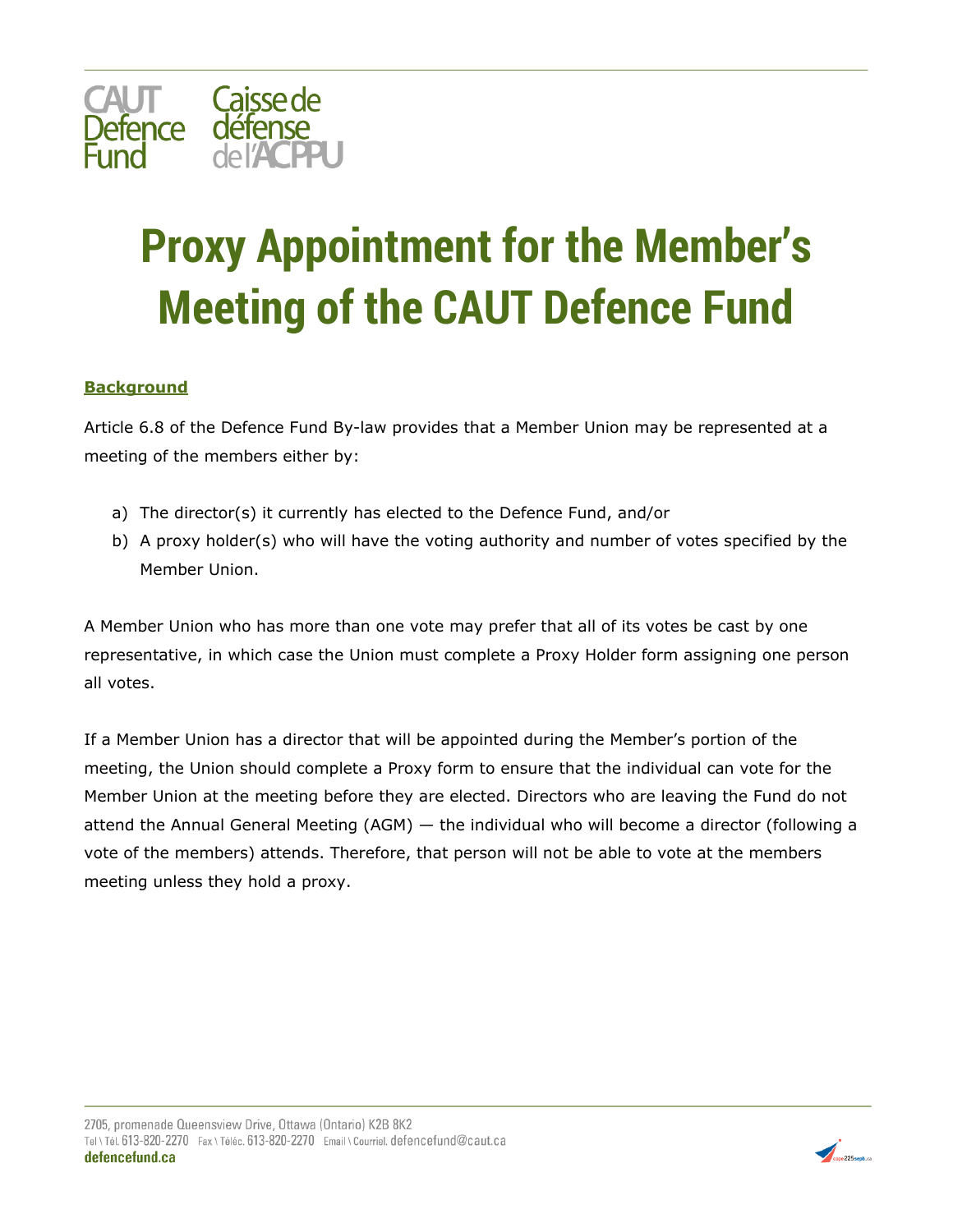# Proxy Appointment for the Member's Meeting of the CAUT Defence Fund

## Background

Article 6.8 of the Defence Fund By-law provides that a Member Union may be represented at a meeting of the members either by:

a) The director(s) it currently has elected to the Defence Fund, and/or
b) A proxy holder(s) who will have the voting authority and number of votes specified by the Member Union.

A Member Union who has more than one vote may prefer that all of its votes be cast by one representative, in which case the Union must complete a Proxy Holder form assigning one person all votes.

If a Member Union has a director that will be appointed during the Member's portion of the meeting, the Union should complete a Proxy form to ensure that the individual can vote for the Member Union at the meeting before they are elected. Directors who are leaving the Fund do not attend the Annual General Meeting (AGM) — the individual who will become a director (following a vote of the members) attends. Therefore, that person will not be able to vote at the members meeting unless they hold a proxy.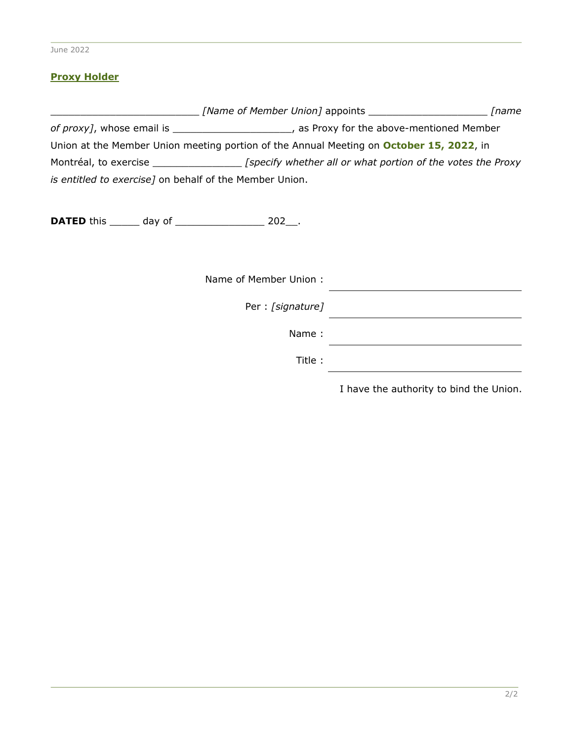June 2022

**Proxy Holder**

_________________________ *[Name of Member Union]* appoints ____________________ *[name of proxy]*, whose email is ____________________, as Proxy for the above-mentioned Member Union at the Member Union meeting portion of the Annual Meeting on **October 15, 2022**, in Montréal, to exercise _______________ *[specify whether all or what portion of the votes the Proxy is entitled to exercise]* on behalf of the Member Union.

**DATED** this _____ day of _______________ 202__.

Name of Member Union : ______________________________

Per : *[signature]* ______________________________

Name : ______________________________

Title : ______________________________

I have the authority to bind the Union.